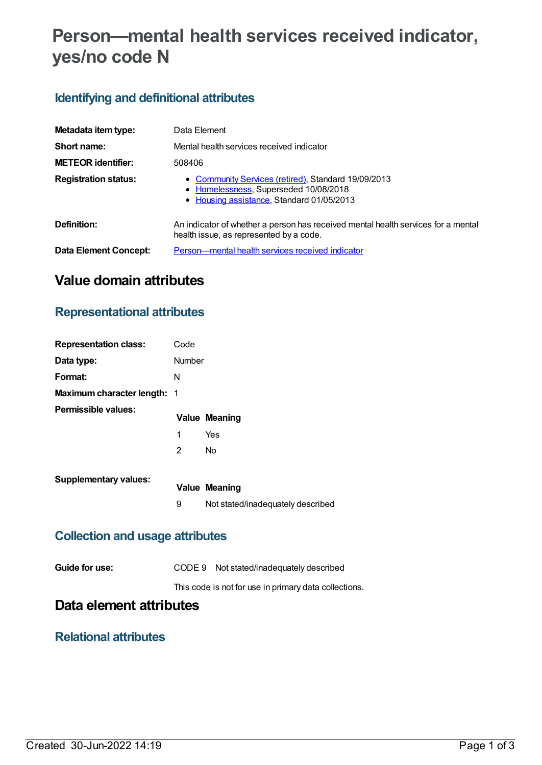# Person—mental health services received indicator, yes/no code N

## Identifying and definitional attributes

| | |
|---|---|
| **Metadata item type:** | Data Element |
| **Short name:** | Mental health services received indicator |
| **METEOR identifier:** | 508406 |
| **Registration status:** | • Community Services (retired), Standard 19/09/2013<br>• Homelessness, Superseded 10/08/2018<br>• Housing assistance, Standard 01/05/2013 |
| **Definition:** | An indicator of whether a person has received mental health services for a mental health issue, as represented by a code. |
| **Data Element Concept:** | Person—mental health services received indicator |

# Value domain attributes

## Representational attributes

| | |
|---|---|
| **Representation class:** | Code |
| **Data type:** | Number |
| **Format:** | N |
| **Maximum character length:** | 1 |

**Permissible values:**

| Value | Meaning |
|---|---|
| 1 | Yes |
| 2 | No |

**Supplementary values:**

| Value | Meaning |
|---|---|
| 9 | Not stated/inadequately described |

## Collection and usage attributes

**Guide for use:** CODE 9 Not stated/inadequately described

This code is not for use in primary data collections.

# Data element attributes

## Relational attributes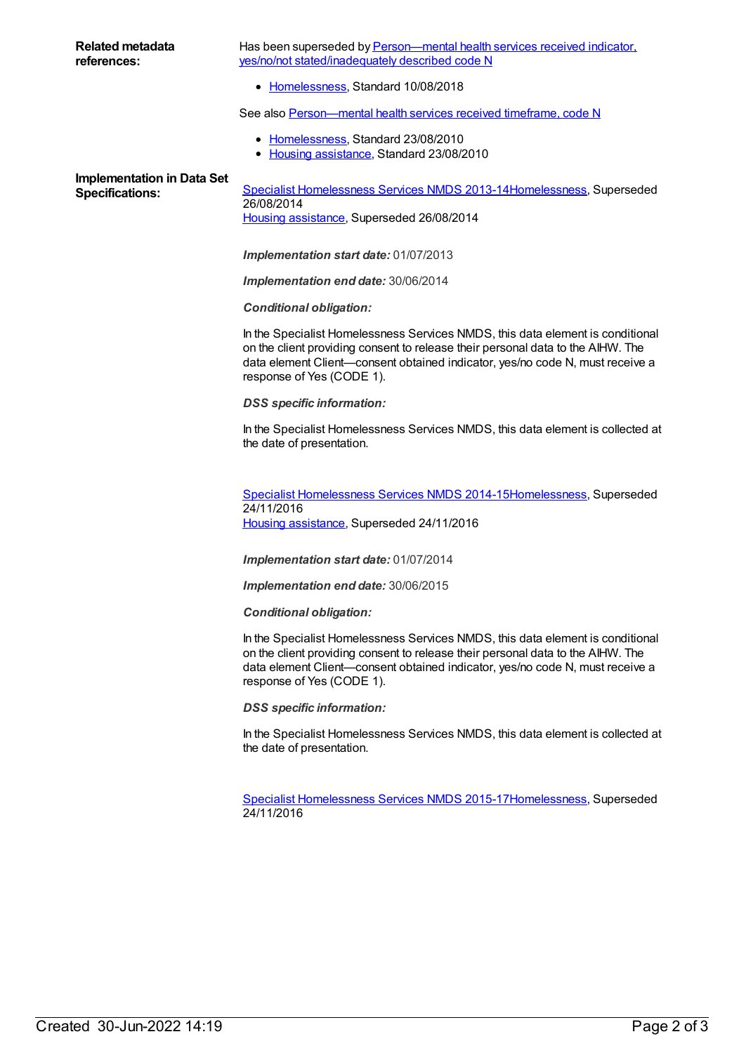**Related metadata references:**

Has been superseded by Person—mental health services received indicator, yes/no/not stated/inadequately described code N

- Homelessness, Standard 10/08/2018

See also Person—mental health services received timeframe, code N

- Homelessness, Standard 23/08/2010
- Housing assistance, Standard 23/08/2010

**Implementation in Data Set Specifications:**

Specialist Homelessness Services NMDS 2013-14Homelessness, Superseded 26/08/2014
Housing assistance, Superseded 26/08/2014

***Implementation start date:*** 01/07/2013

***Implementation end date:*** 30/06/2014

***Conditional obligation:***

In the Specialist Homelessness Services NMDS, this data element is conditional on the client providing consent to release their personal data to the AIHW. The data element Client—consent obtained indicator, yes/no code N, must receive a response of Yes (CODE 1).

***DSS specific information:***

In the Specialist Homelessness Services NMDS, this data element is collected at the date of presentation.

Specialist Homelessness Services NMDS 2014-15Homelessness, Superseded 24/11/2016
Housing assistance, Superseded 24/11/2016

***Implementation start date:*** 01/07/2014

***Implementation end date:*** 30/06/2015

***Conditional obligation:***

In the Specialist Homelessness Services NMDS, this data element is conditional on the client providing consent to release their personal data to the AIHW. The data element Client—consent obtained indicator, yes/no code N, must receive a response of Yes (CODE 1).

***DSS specific information:***

In the Specialist Homelessness Services NMDS, this data element is collected at the date of presentation.

Specialist Homelessness Services NMDS 2015-17Homelessness, Superseded 24/11/2016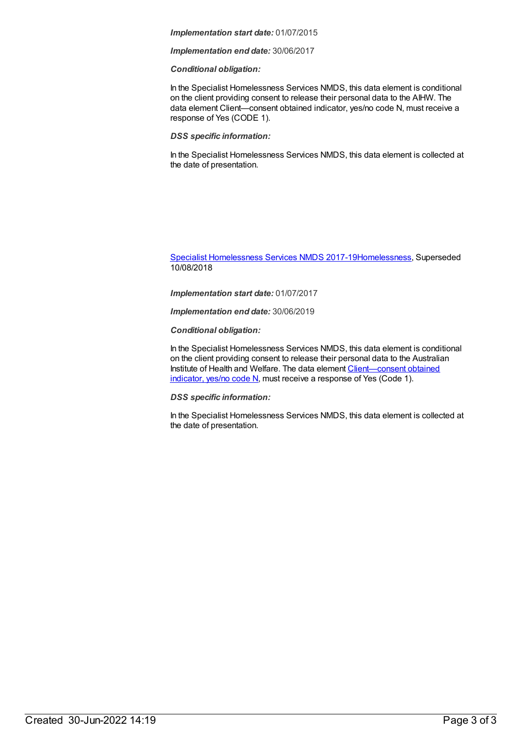***Implementation start date:*** 01/07/2015

***Implementation end date:*** 30/06/2017

***Conditional obligation:***

In the Specialist Homelessness Services NMDS, this data element is conditional on the client providing consent to release their personal data to the AIHW. The data element Client—consent obtained indicator, yes/no code N, must receive a response of Yes (CODE 1).

***DSS specific information:***

In the Specialist Homelessness Services NMDS, this data element is collected at the date of presentation.

Specialist Homelessness Services NMDS 2017-19Homelessness, Superseded 10/08/2018

***Implementation start date:*** 01/07/2017

***Implementation end date:*** 30/06/2019

***Conditional obligation:***

In the Specialist Homelessness Services NMDS, this data element is conditional on the client providing consent to release their personal data to the Australian Institute of Health and Welfare. The data element Client—consent obtained indicator, yes/no code N, must receive a response of Yes (Code 1).

***DSS specific information:***

In the Specialist Homelessness Services NMDS, this data element is collected at the date of presentation.